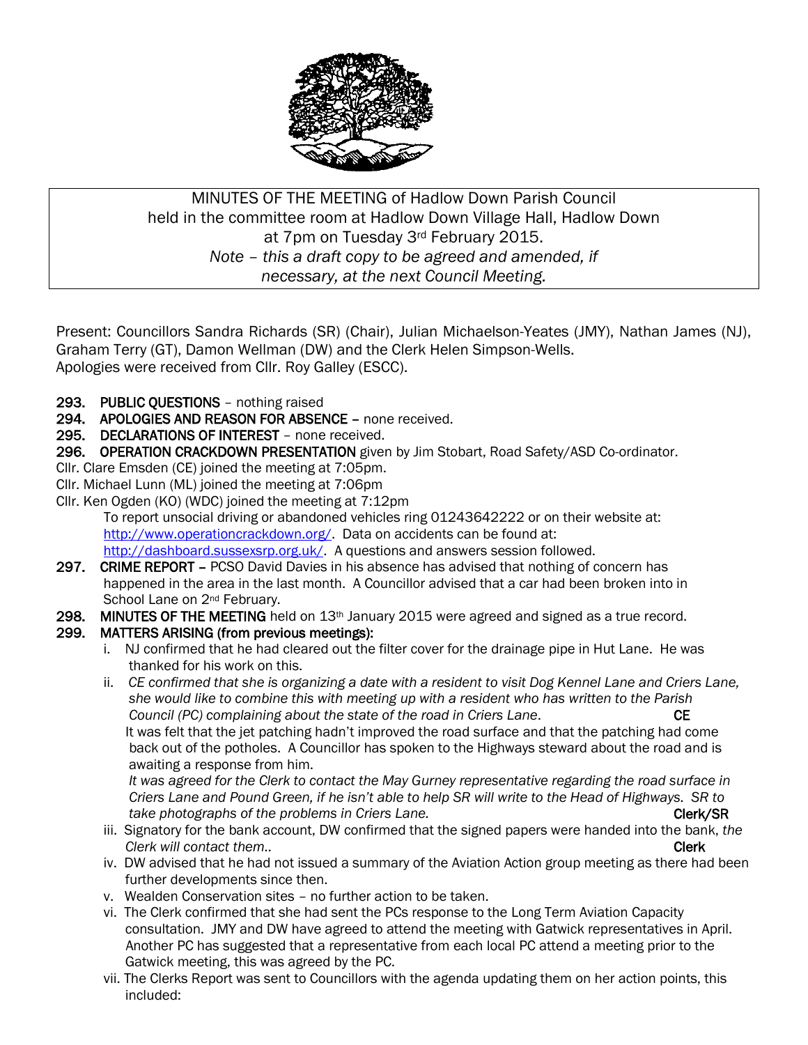MINUTES OF THE MEETING of Hadlow Down Parish Council
held in the committee room at Hadlow Down Village Hall, Hadlow Down
at 7pm on Tuesday 3rd February 2015.
*Note – this a draft copy to be agreed and amended, if necessary, at the next Council Meeting.*

Present: Councillors Sandra Richards (SR) (Chair), Julian Michaelson-Yeates (JMY), Nathan James (NJ), Graham Terry (GT), Damon Wellman (DW) and the Clerk Helen Simpson-Wells.
Apologies were received from Cllr. Roy Galley (ESCC).

**293. PUBLIC QUESTIONS** – nothing raised

**294. APOLOGIES AND REASON FOR ABSENCE** – none received.

**295. DECLARATIONS OF INTEREST** – none received.

**296. OPERATION CRACKDOWN PRESENTATION** given by Jim Stobart, Road Safety/ASD Co-ordinator.

Cllr. Clare Emsden (CE) joined the meeting at 7:05pm.
Cllr. Michael Lunn (ML) joined the meeting at 7:06pm
Cllr. Ken Ogden (KO) (WDC) joined the meeting at 7:12pm

To report unsocial driving or abandoned vehicles ring 01243642222 or on their website at: http://www.operationcrackdown.org/. Data on accidents can be found at: http://dashboard.sussexsrp.org.uk/. A questions and answers session followed.

**297. CRIME REPORT** – PCSO David Davies in his absence has advised that nothing of concern has happened in the area in the last month. A Councillor advised that a car had been broken into in School Lane on 2nd February.

**298. MINUTES OF THE MEETING** held on 13th January 2015 were agreed and signed as a true record.

**299. MATTERS ARISING (from previous meetings):**

i. NJ confirmed that he had cleared out the filter cover for the drainage pipe in Hut Lane. He was thanked for his work on this.

ii. *CE confirmed that she is organizing a date with a resident to visit Dog Kennel Lane and Criers Lane, she would like to combine this with meeting up with a resident who has written to the Parish Council (PC) complaining about the state of the road in Criers Lane.* **CE**
It was felt that the jet patching hadn't improved the road surface and that the patching had come back out of the potholes. A Councillor has spoken to the Highways steward about the road and is awaiting a response from him.
*It was agreed for the Clerk to contact the May Gurney representative regarding the road surface in Criers Lane and Pound Green, if he isn't able to help SR will write to the Head of Highways. SR to take photographs of the problems in Criers Lane.* **Clerk/SR**

iii. Signatory for the bank account, DW confirmed that the signed papers were handed into the bank, *the Clerk will contact them..* **Clerk**

iv. DW advised that he had not issued a summary of the Aviation Action group meeting as there had been further developments since then.

v. Wealden Conservation sites – no further action to be taken.

vi. The Clerk confirmed that she had sent the PCs response to the Long Term Aviation Capacity consultation. JMY and DW have agreed to attend the meeting with Gatwick representatives in April. Another PC has suggested that a representative from each local PC attend a meeting prior to the Gatwick meeting, this was agreed by the PC.

vii. The Clerks Report was sent to Councillors with the agenda updating them on her action points, this included: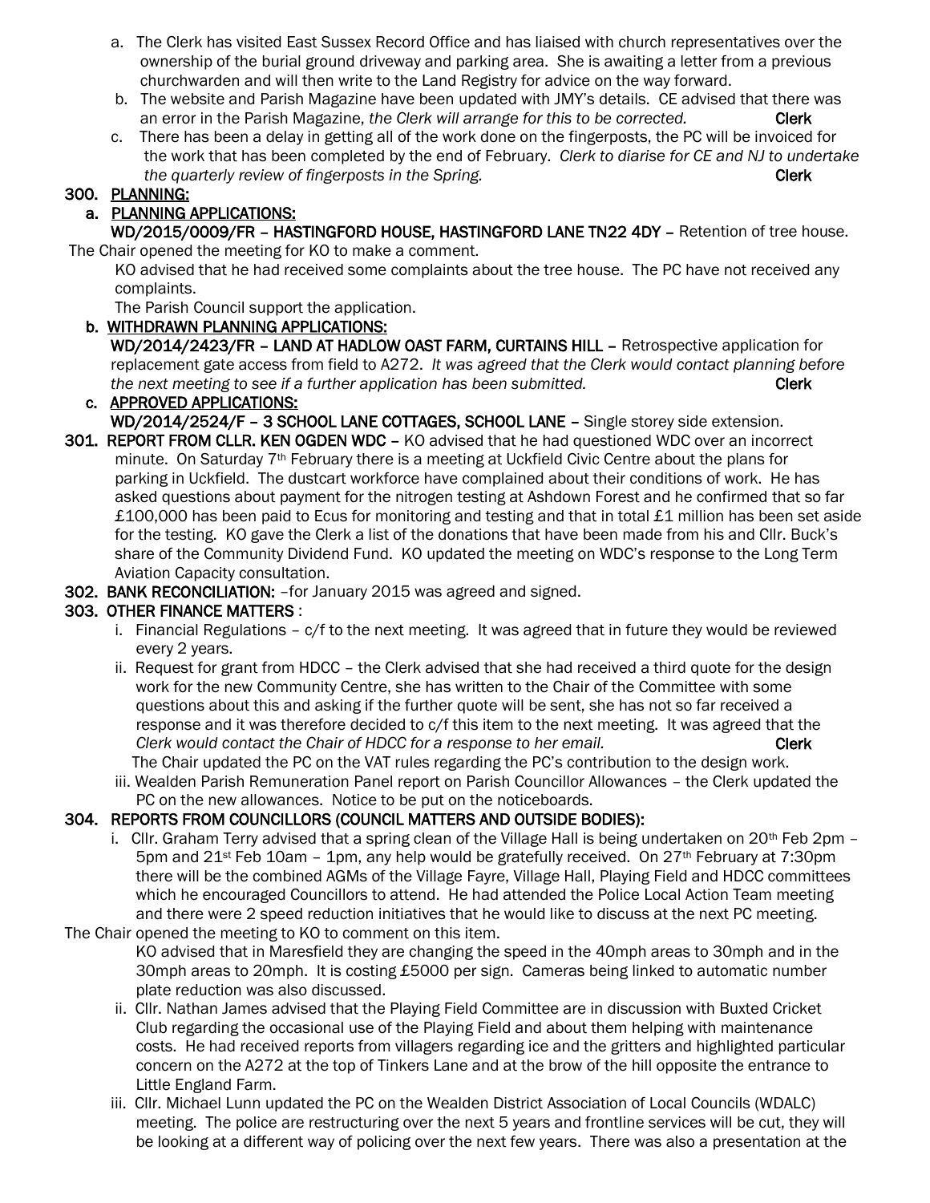a. The Clerk has visited East Sussex Record Office and has liaised with church representatives over the ownership of the burial ground driveway and parking area. She is awaiting a letter from a previous churchwarden and will then write to the Land Registry for advice on the way forward.

b. The website and Parish Magazine have been updated with JMY's details. CE advised that there was an error in the Parish Magazine, *the Clerk will arrange for this to be corrected.* **Clerk**

c. There has been a delay in getting all of the work done on the fingerposts, the PC will be invoiced for the work that has been completed by the end of February. *Clerk to diarise for CE and NJ to undertake the quarterly review of fingerposts in the Spring.* **Clerk**

## 300. PLANNING:

### a. PLANNING APPLICATIONS:

**WD/2015/0009/FR – HASTINGFORD HOUSE, HASTINGFORD LANE TN22 4DY –** Retention of tree house.

The Chair opened the meeting for KO to make a comment.

KO advised that he had received some complaints about the tree house. The PC have not received any complaints.

The Parish Council support the application.

### b. WITHDRAWN PLANNING APPLICATIONS:

**WD/2014/2423/FR – LAND AT HADLOW OAST FARM, CURTAINS HILL –** Retrospective application for replacement gate access from field to A272. *It was agreed that the Clerk would contact planning before the next meeting to see if a further application has been submitted.* **Clerk**

### c. APPROVED APPLICATIONS:

**WD/2014/2524/F – 3 SCHOOL LANE COTTAGES, SCHOOL LANE –** Single storey side extension.

**301. REPORT FROM CLLR. KEN OGDEN WDC –** KO advised that he had questioned WDC over an incorrect minute. On Saturday 7th February there is a meeting at Uckfield Civic Centre about the plans for parking in Uckfield. The dustcart workforce have complained about their conditions of work. He has asked questions about payment for the nitrogen testing at Ashdown Forest and he confirmed that so far £100,000 has been paid to Ecus for monitoring and testing and that in total £1 million has been set aside for the testing. KO gave the Clerk a list of the donations that have been made from his and Cllr. Buck's share of the Community Dividend Fund. KO updated the meeting on WDC's response to the Long Term Aviation Capacity consultation.

**302. BANK RECONCILIATION:** –for January 2015 was agreed and signed.

## 303. OTHER FINANCE MATTERS :

i. Financial Regulations – c/f to the next meeting. It was agreed that in future they would be reviewed every 2 years.

ii. Request for grant from HDCC – the Clerk advised that she had received a third quote for the design work for the new Community Centre, she has written to the Chair of the Committee with some questions about this and asking if the further quote will be sent, she has not so far received a response and it was therefore decided to c/f this item to the next meeting. It was agreed that the *Clerk would contact the Chair of HDCC for a response to her email.* **Clerk**

The Chair updated the PC on the VAT rules regarding the PC's contribution to the design work.

iii. Wealden Parish Remuneration Panel report on Parish Councillor Allowances – the Clerk updated the PC on the new allowances. Notice to be put on the noticeboards.

## 304. REPORTS FROM COUNCILLORS (COUNCIL MATTERS AND OUTSIDE BODIES):

i. Cllr. Graham Terry advised that a spring clean of the Village Hall is being undertaken on 20th Feb 2pm – 5pm and 21st Feb 10am – 1pm, any help would be gratefully received. On 27th February at 7:30pm there will be the combined AGMs of the Village Fayre, Village Hall, Playing Field and HDCC committees which he encouraged Councillors to attend. He had attended the Police Local Action Team meeting and there were 2 speed reduction initiatives that he would like to discuss at the next PC meeting.

The Chair opened the meeting to KO to comment on this item.

KO advised that in Maresfield they are changing the speed in the 40mph areas to 30mph and in the 30mph areas to 20mph. It is costing £5000 per sign. Cameras being linked to automatic number plate reduction was also discussed.

ii. Cllr. Nathan James advised that the Playing Field Committee are in discussion with Buxted Cricket Club regarding the occasional use of the Playing Field and about them helping with maintenance costs. He had received reports from villagers regarding ice and the gritters and highlighted particular concern on the A272 at the top of Tinkers Lane and at the brow of the hill opposite the entrance to Little England Farm.

iii. Cllr. Michael Lunn updated the PC on the Wealden District Association of Local Councils (WDALC) meeting. The police are restructuring over the next 5 years and frontline services will be cut, they will be looking at a different way of policing over the next few years. There was also a presentation at the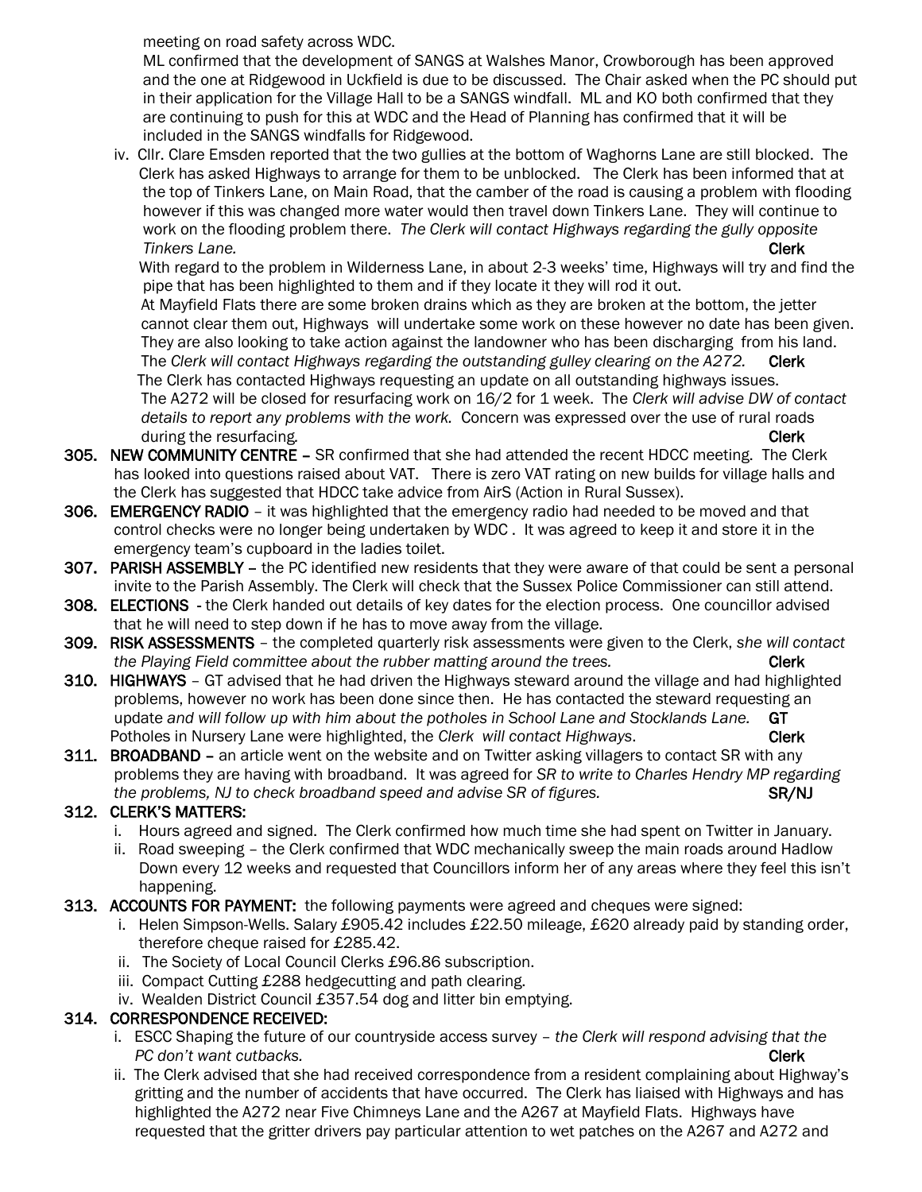meeting on road safety across WDC.

ML confirmed that the development of SANGS at Walshes Manor, Crowborough has been approved and the one at Ridgewood in Uckfield is due to be discussed. The Chair asked when the PC should put in their application for the Village Hall to be a SANGS windfall. ML and KO both confirmed that they are continuing to push for this at WDC and the Head of Planning has confirmed that it will be included in the SANGS windfalls for Ridgewood.

iv. Cllr. Clare Emsden reported that the two gullies at the bottom of Waghorns Lane are still blocked. The Clerk has asked Highways to arrange for them to be unblocked. The Clerk has been informed that at the top of Tinkers Lane, on Main Road, that the camber of the road is causing a problem with flooding however if this was changed more water would then travel down Tinkers Lane. They will continue to work on the flooding problem there. *The Clerk will contact Highways regarding the gully opposite Tinkers Lane.* **Clerk**

With regard to the problem in Wilderness Lane, in about 2-3 weeks' time, Highways will try and find the pipe that has been highlighted to them and if they locate it they will rod it out.

At Mayfield Flats there are some broken drains which as they are broken at the bottom, the jetter cannot clear them out, Highways will undertake some work on these however no date has been given. They are also looking to take action against the landowner who has been discharging from his land. The *Clerk will contact Highways regarding the outstanding gulley clearing on the A272.* **Clerk**

The Clerk has contacted Highways requesting an update on all outstanding highways issues.

The A272 will be closed for resurfacing work on 16/2 for 1 week. The *Clerk will advise DW of contact details to report any problems with the work.* Concern was expressed over the use of rural roads during the resurfacing. **Clerk**

**305. NEW COMMUNITY CENTRE –** SR confirmed that she had attended the recent HDCC meeting. The Clerk has looked into questions raised about VAT. There is zero VAT rating on new builds for village halls and the Clerk has suggested that HDCC take advice from AirS (Action in Rural Sussex).

**306. EMERGENCY RADIO** – it was highlighted that the emergency radio had needed to be moved and that control checks were no longer being undertaken by WDC . It was agreed to keep it and store it in the emergency team's cupboard in the ladies toilet.

**307. PARISH ASSEMBLY –** the PC identified new residents that they were aware of that could be sent a personal invite to the Parish Assembly. The Clerk will check that the Sussex Police Commissioner can still attend.

**308. ELECTIONS** - the Clerk handed out details of key dates for the election process. One councillor advised that he will need to step down if he has to move away from the village.

**309. RISK ASSESSMENTS** – the completed quarterly risk assessments were given to the Clerk, *she will contact the Playing Field committee about the rubber matting around the trees.* **Clerk**

**310. HIGHWAYS** – GT advised that he had driven the Highways steward around the village and had highlighted problems, however no work has been done since then. He has contacted the steward requesting an update *and will follow up with him about the potholes in School Lane and Stocklands Lane.* **GT**
Potholes in Nursery Lane were highlighted, the *Clerk will contact Highways*. **Clerk**

**311. BROADBAND –** an article went on the website and on Twitter asking villagers to contact SR with any problems they are having with broadband. It was agreed for *SR to write to Charles Hendry MP regarding the problems, NJ to check broadband speed and advise SR of figures.* **SR/NJ**

**312. CLERK'S MATTERS:**

i. Hours agreed and signed. The Clerk confirmed how much time she had spent on Twitter in January.
ii. Road sweeping – the Clerk confirmed that WDC mechanically sweep the main roads around Hadlow Down every 12 weeks and requested that Councillors inform her of any areas where they feel this isn't happening.

**313. ACCOUNTS FOR PAYMENT:** the following payments were agreed and cheques were signed:

i. Helen Simpson-Wells. Salary £905.42 includes £22.50 mileage, £620 already paid by standing order, therefore cheque raised for £285.42.
ii. The Society of Local Council Clerks £96.86 subscription.
iii. Compact Cutting £288 hedgecutting and path clearing.
iv. Wealden District Council £357.54 dog and litter bin emptying.

**314. CORRESPONDENCE RECEIVED:**

i. ESCC Shaping the future of our countryside access survey – *the Clerk will respond advising that the PC don't want cutbacks.* **Clerk**
ii. The Clerk advised that she had received correspondence from a resident complaining about Highway's gritting and the number of accidents that have occurred. The Clerk has liaised with Highways and has highlighted the A272 near Five Chimneys Lane and the A267 at Mayfield Flats. Highways have requested that the gritter drivers pay particular attention to wet patches on the A267 and A272 and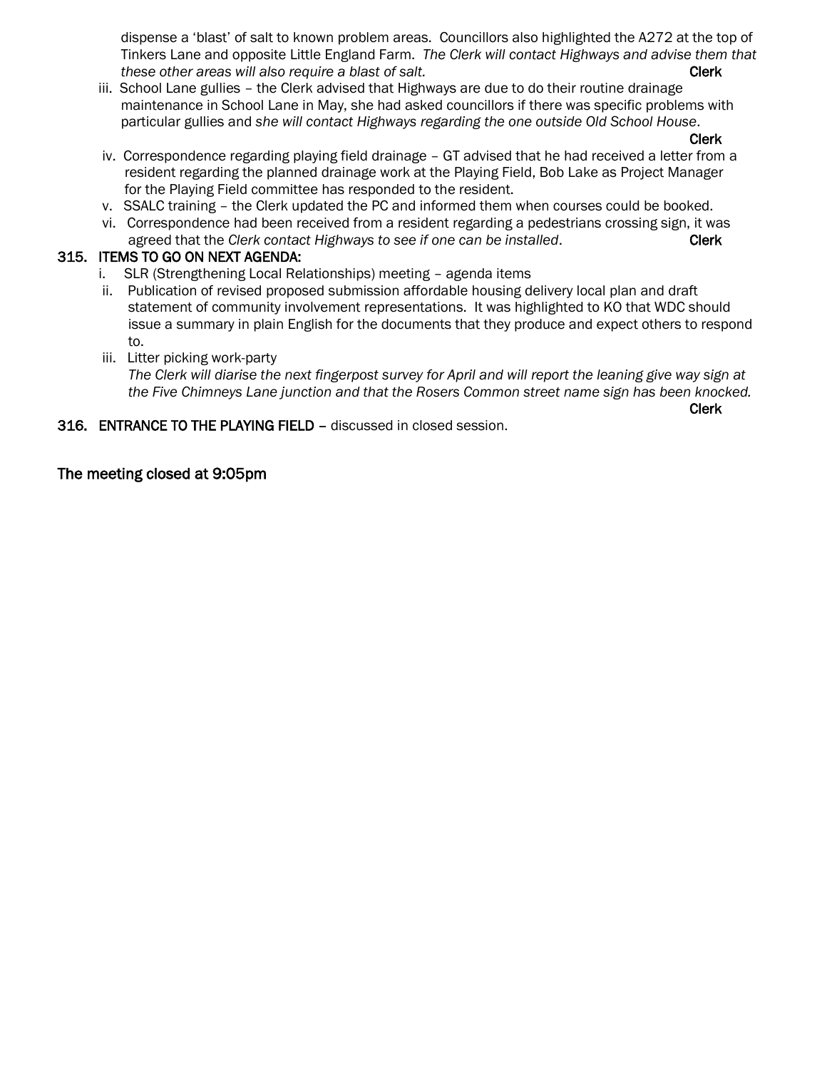dispense a 'blast' of salt to known problem areas. Councillors also highlighted the A272 at the top of Tinkers Lane and opposite Little England Farm. *The Clerk will contact Highways and advise them that these other areas will also require a blast of salt.* **Clerk**

iii. School Lane gullies – the Clerk advised that Highways are due to do their routine drainage maintenance in School Lane in May, she had asked councillors if there was specific problems with particular gullies and *she will contact Highways regarding the one outside Old School House*. **Clerk**

iv. Correspondence regarding playing field drainage – GT advised that he had received a letter from a resident regarding the planned drainage work at the Playing Field, Bob Lake as Project Manager for the Playing Field committee has responded to the resident.

v. SSALC training – the Clerk updated the PC and informed them when courses could be booked.

vi. Correspondence had been received from a resident regarding a pedestrians crossing sign, it was agreed that the *Clerk contact Highways to see if one can be installed*. **Clerk**

**315. ITEMS TO GO ON NEXT AGENDA:**

i. SLR (Strengthening Local Relationships) meeting – agenda items

ii. Publication of revised proposed submission affordable housing delivery local plan and draft statement of community involvement representations. It was highlighted to KO that WDC should issue a summary in plain English for the documents that they produce and expect others to respond to.

iii. Litter picking work-party

*The Clerk will diarise the next fingerpost survey for April and will report the leaning give way sign at the Five Chimneys Lane junction and that the Rosers Common street name sign has been knocked.* **Clerk**

**316. ENTRANCE TO THE PLAYING FIELD** – discussed in closed session.

**The meeting closed at 9:05pm**